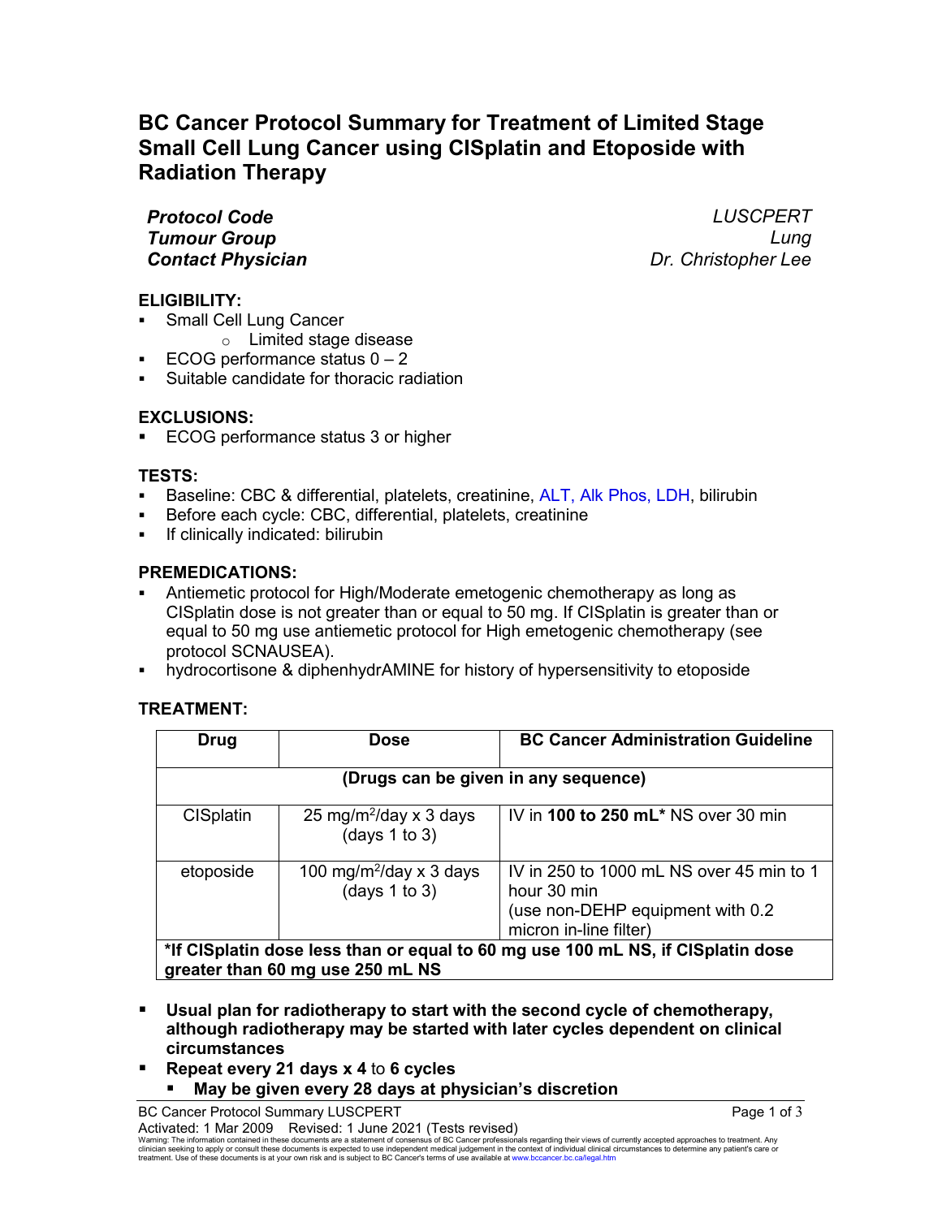# BC Cancer Protocol Summary for Treatment of Limited Stage Small Cell Lung Cancer using CISplatin and Etoposide with Radiation Therapy

| | |
|---|---|
| ***Protocol Code*** | *LUSCPERT* |
| ***Tumour Group*** | *Lung* |
| ***Contact Physician*** | *Dr. Christopher Lee* |

## ELIGIBILITY:

- Small Cell Lung Cancer
  - Limited stage disease
- ECOG performance status 0 – 2
- Suitable candidate for thoracic radiation

## EXCLUSIONS:

- ECOG performance status 3 or higher

## TESTS:

- Baseline: CBC & differential, platelets, creatinine, ALT, Alk Phos, LDH, bilirubin
- Before each cycle: CBC, differential, platelets, creatinine
- If clinically indicated: bilirubin

## PREMEDICATIONS:

- Antiemetic protocol for High/Moderate emetogenic chemotherapy as long as CISplatin dose is not greater than or equal to 50 mg. If CISplatin is greater than or equal to 50 mg use antiemetic protocol for High emetogenic chemotherapy (see protocol SCNAUSEA).
- hydrocortisone & diphenhydrAMINE for history of hypersensitivity to etoposide

## TREATMENT:

| Drug | Dose | BC Cancer Administration Guideline |
|---|---|---|
| **(Drugs can be given in any sequence)** | | |
| CISplatin | 25 mg/m$^2$/day x 3 days (days 1 to 3) | IV in **100 to 250 mL*** NS over 30 min |
| etoposide | 100 mg/m$^2$/day x 3 days (days 1 to 3) | IV in 250 to 1000 mL NS over 45 min to 1 hour 30 min (use non-DEHP equipment with 0.2 micron in-line filter) |
| ***If CISplatin dose less than or equal to 60 mg use 100 mL NS, if CISplatin dose greater than 60 mg use 250 mL NS** | | |

- **Usual plan for radiotherapy to start with the second cycle of chemotherapy, although radiotherapy may be started with later cycles dependent on clinical circumstances**
- **Repeat every 21 days x 4** to **6 cycles**
  - **May be given every 28 days at physician's discretion**

BC Cancer Protocol Summary LUSCPERT

Activated: 1 Mar 2009 Revised: 1 June 2021 (Tests revised)

Warning: The information contained in these documents are a statement of consensus of BC Cancer professionals regarding their views of currently accepted approaches to treatment. Any clinician seeking to apply or consult these documents is expected to use independent medical judgement in the context of individual clinical circumstances to determine any patient's care or treatment. Use of these documents is at your own risk and is subject to BC Cancer's terms of use available at www.bccancer.bc.ca/legal.htm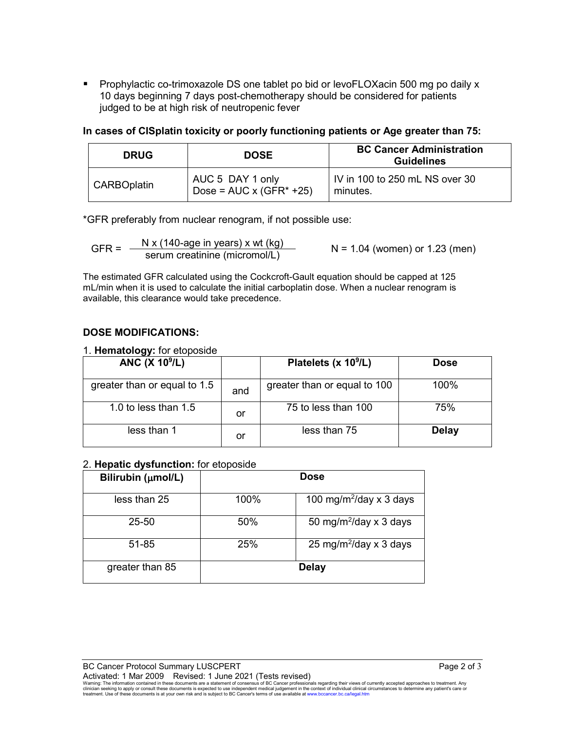- Prophylactic co-trimoxazole DS one tablet po bid or levoFLOXacin 500 mg po daily x 10 days beginning 7 days post-chemotherapy should be considered for patients judged to be at high risk of neutropenic fever

**In cases of CISplatin toxicity or poorly functioning patients or Age greater than 75:**

| DRUG | DOSE | BC Cancer Administration Guidelines |
|---|---|---|
| CARBOplatin | AUC 5 DAY 1 only<br>Dose = AUC x (GFR* +25) | IV in 100 to 250 mL NS over 30 minutes. |

*GFR preferably from nuclear renogram, if not possible use:

$$GFR = \frac{N \times (140\text{-age in years}) \times wt\ (kg)}{\text{serum creatinine (micromol/L)}} \qquad N = 1.04 \text{ (women) or } 1.23 \text{ (men)}$$

The estimated GFR calculated using the Cockcroft-Gault equation should be capped at 125 mL/min when it is used to calculate the initial carboplatin dose. When a nuclear renogram is available, this clearance would take precedence.

## DOSE MODIFICATIONS:

1. **Hematology:** for etoposide

| ANC ($\times 10^9$/L) | | Platelets ($\times 10^9$/L) | Dose |
|---|---|---|---|
| greater than or equal to 1.5 | and | greater than or equal to 100 | 100% |
| 1.0 to less than 1.5 | or | 75 to less than 100 | 75% |
| less than 1 | or | less than 75 | **Delay** |

2. **Hepatic dysfunction:** for etoposide

| Bilirubin (μmol/L) | Dose | |
|---|---|---|
| less than 25 | 100% | 100 mg/m$^2$/day x 3 days |
| 25-50 | 50% | 50 mg/m$^2$/day x 3 days |
| 51-85 | 25% | 25 mg/m$^2$/day x 3 days |
| greater than 85 | **Delay** | |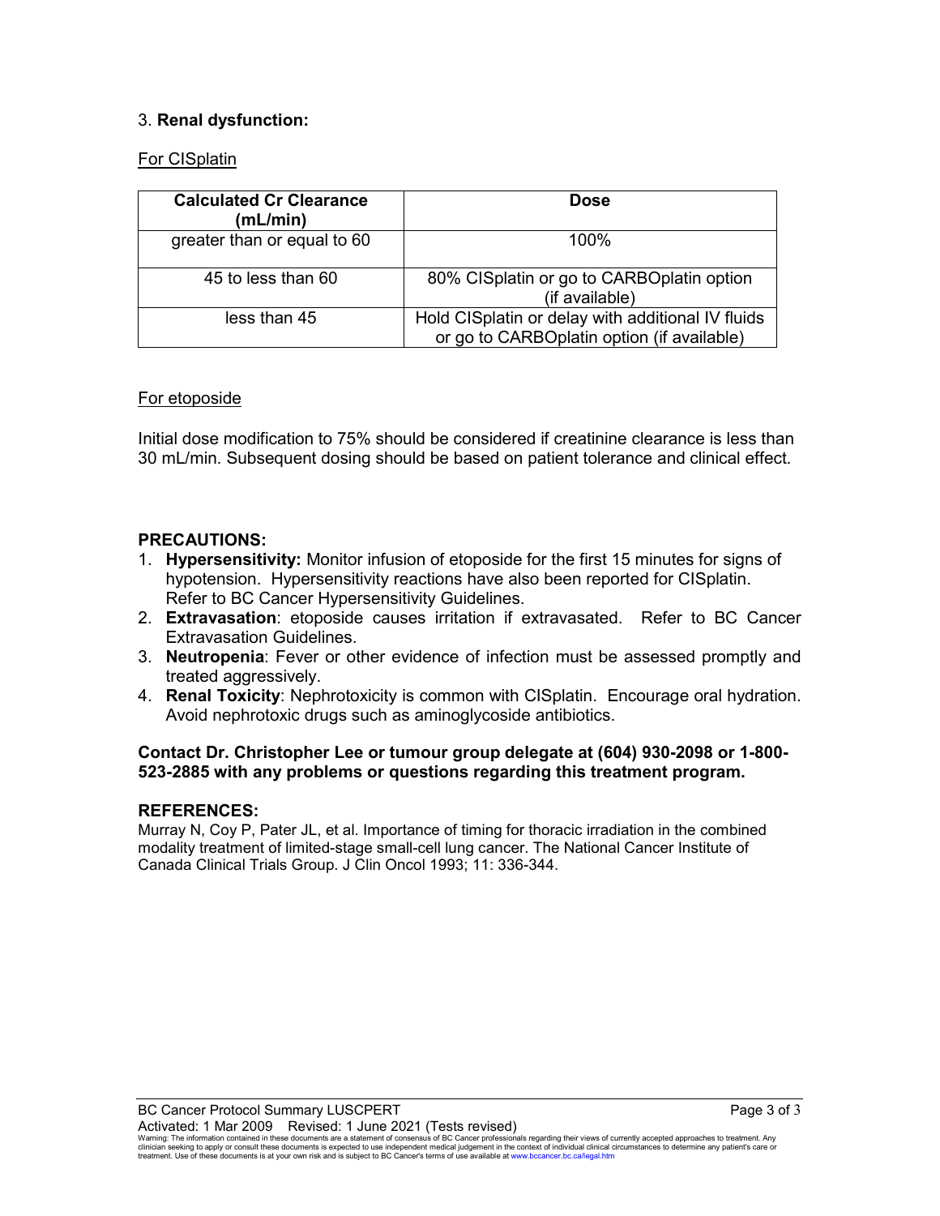3. **Renal dysfunction:**

For CISplatin

| Calculated Cr Clearance (mL/min) | Dose |
|---|---|
| greater than or equal to 60 | 100% |
| 45 to less than 60 | 80% CISplatin or go to CARBOplatin option (if available) |
| less than 45 | Hold CISplatin or delay with additional IV fluids or go to CARBOplatin option (if available) |

For etoposide

Initial dose modification to 75% should be considered if creatinine clearance is less than 30 mL/min. Subsequent dosing should be based on patient tolerance and clinical effect.

## PRECAUTIONS:

1. **Hypersensitivity:** Monitor infusion of etoposide for the first 15 minutes for signs of hypotension. Hypersensitivity reactions have also been reported for CISplatin. Refer to BC Cancer Hypersensitivity Guidelines.
2. **Extravasation**: etoposide causes irritation if extravasated. Refer to BC Cancer Extravasation Guidelines.
3. **Neutropenia**: Fever or other evidence of infection must be assessed promptly and treated aggressively.
4. **Renal Toxicity**: Nephrotoxicity is common with CISplatin. Encourage oral hydration. Avoid nephrotoxic drugs such as aminoglycoside antibiotics.

**Contact Dr. Christopher Lee or tumour group delegate at (604) 930-2098 or 1-800-523-2885 with any problems or questions regarding this treatment program.**

## REFERENCES:

Murray N, Coy P, Pater JL, et al. Importance of timing for thoracic irradiation in the combined modality treatment of limited-stage small-cell lung cancer. The National Cancer Institute of Canada Clinical Trials Group. J Clin Oncol 1993; 11: 336-344.